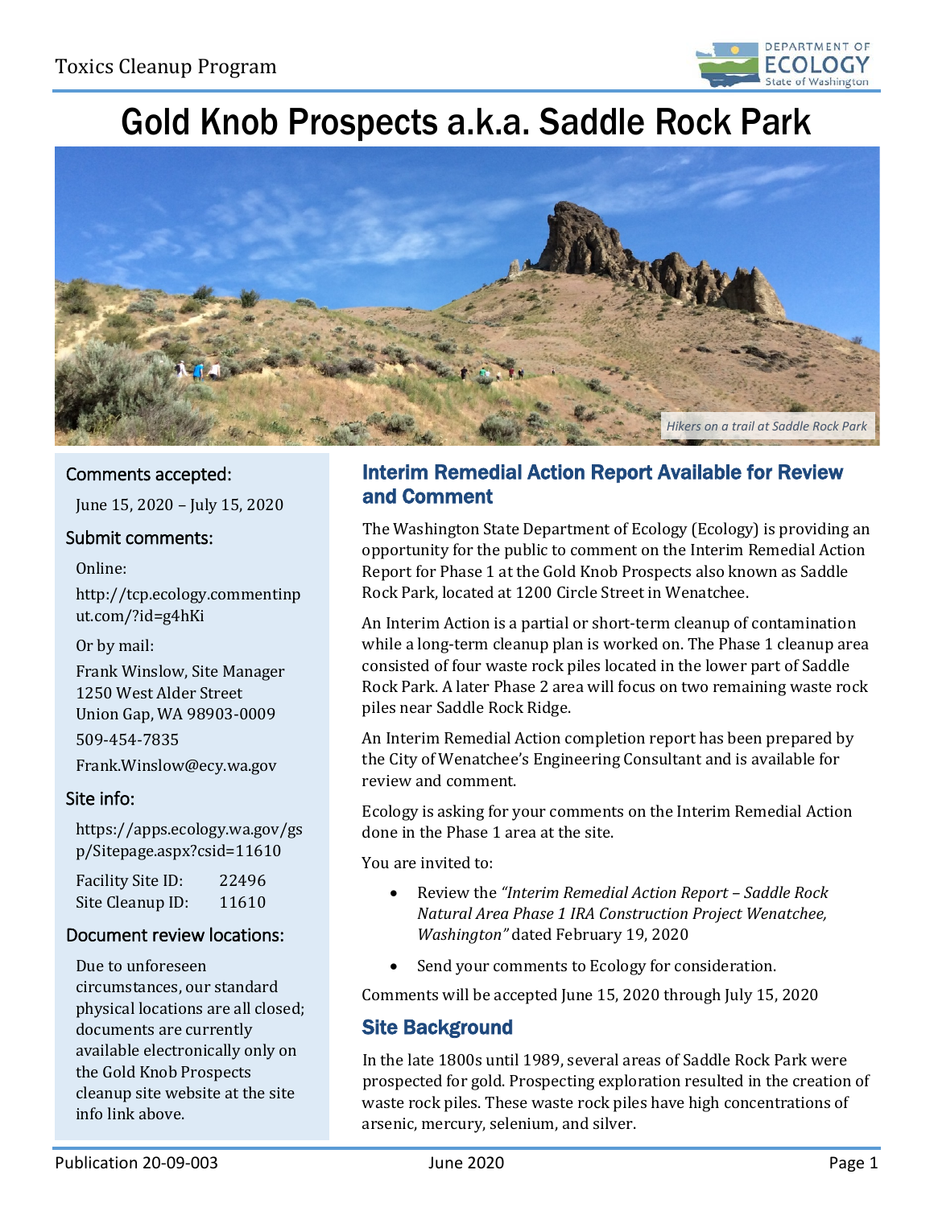# Gold Knob Prospects a.k.a. Saddle Rock Park

Hikers on a trail at Saddle Rock Park

## Interim Remedial Action Report Available for Review and Comment

The Washington State Department of Ecology (Ecology) is providing an opportunity for the public to comment on the Interim Remedial Action Report for Phase 1 at the Gold Knob Prospects also known as Saddle Rock Park, located at 1200 Circle Street in Wenatchee.

An Interim Action is a partial or short-term cleanup of contamination while a long-term cleanup plan is worked on. The Phase 1 cleanup area consisted of four waste rock piles located in the lower part of Saddle Rock Park. A later Phase 2 area will focus on two remaining waste rock piles near Saddle Rock Ridge.

An Interim Remedial Action completion report has been prepared by the City of Wenatchee's Engineering Consultant and is available for review and comment.

Ecology is asking for your comments on the Interim Remedial Action done in the Phase 1 area at the site.

You are invited to:

- Review the *"Interim Remedial Action Report – Saddle Rock Natural Area Phase 1 IRA Construction Project Wenatchee, Washington"* dated February 19, 2020
- Send your comments to Ecology for consideration.

Comments will be accepted June 15, 2020 through July 15, 2020

## Site Background

In the late 1800s until 1989, several areas of Saddle Rock Park were prospected for gold. Prospecting exploration resulted in the creation of waste rock piles. These waste rock piles have high concentrations of arsenic, mercury, selenium, and silver.

### Comments accepted:

June 15, 2020 – July 15, 2020

### Submit comments:

Online:

http://tcp.ecology.commentinput.com/?id=g4hKi

Or by mail:

Frank Winslow, Site Manager
1250 West Alder Street
Union Gap, WA 98903-0009

509-454-7835

Frank.Winslow@ecy.wa.gov

### Site info:

https://apps.ecology.wa.gov/gsp/Sitepage.aspx?csid=11610

Facility Site ID: 22496
Site Cleanup ID: 11610

### Document review locations:

Due to unforeseen circumstances, our standard physical locations are all closed; documents are currently available electronically only on the Gold Knob Prospects cleanup site website at the site info link above.

Publication 20-09-003 — June 2020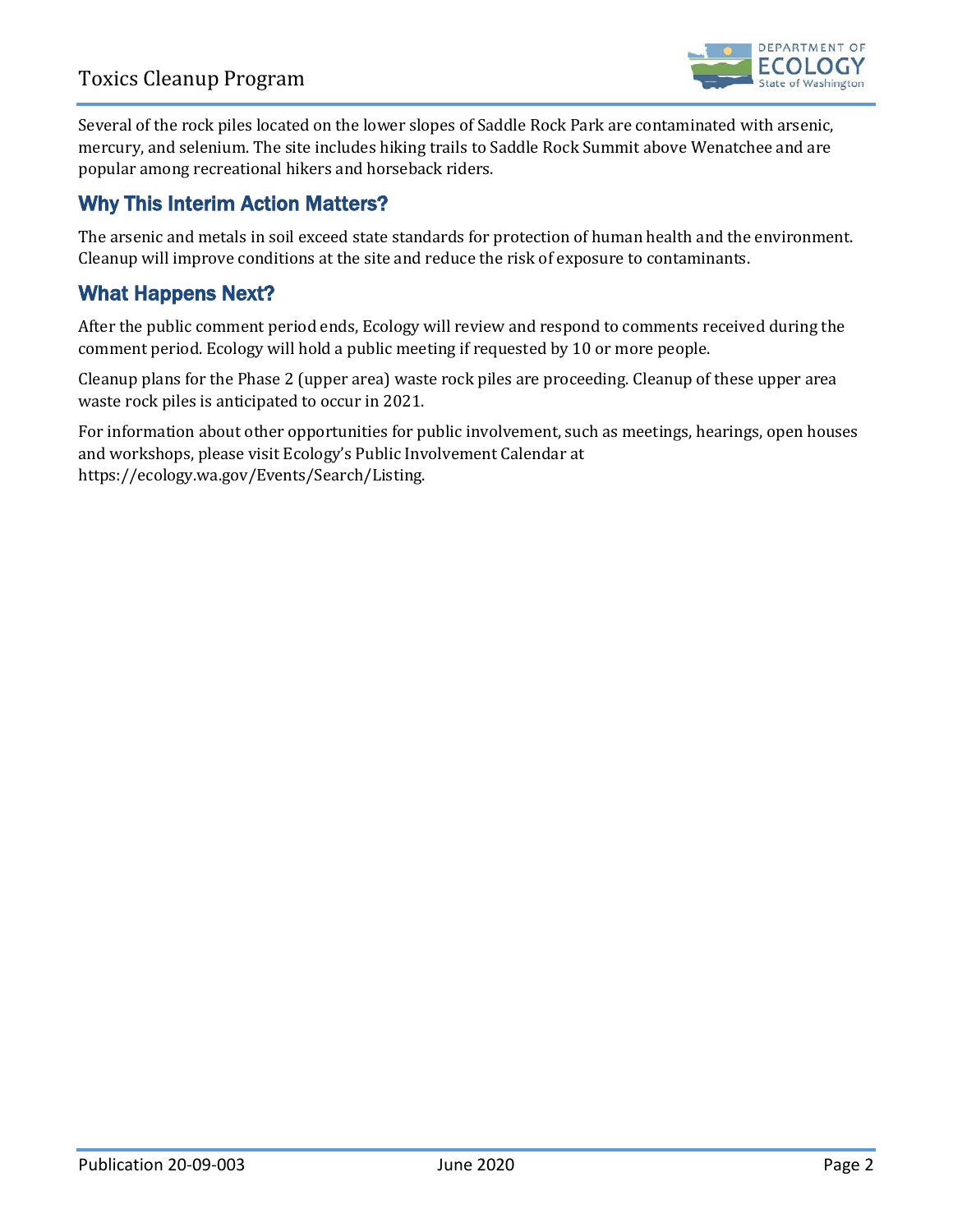Several of the rock piles located on the lower slopes of Saddle Rock Park are contaminated with arsenic, mercury, and selenium. The site includes hiking trails to Saddle Rock Summit above Wenatchee and are popular among recreational hikers and horseback riders.

## Why This Interim Action Matters?

The arsenic and metals in soil exceed state standards for protection of human health and the environment. Cleanup will improve conditions at the site and reduce the risk of exposure to contaminants.

## What Happens Next?

After the public comment period ends, Ecology will review and respond to comments received during the comment period. Ecology will hold a public meeting if requested by 10 or more people.

Cleanup plans for the Phase 2 (upper area) waste rock piles are proceeding. Cleanup of these upper area waste rock piles is anticipated to occur in 2021.

For information about other opportunities for public involvement, such as meetings, hearings, open houses and workshops, please visit Ecology's Public Involvement Calendar at https://ecology.wa.gov/Events/Search/Listing.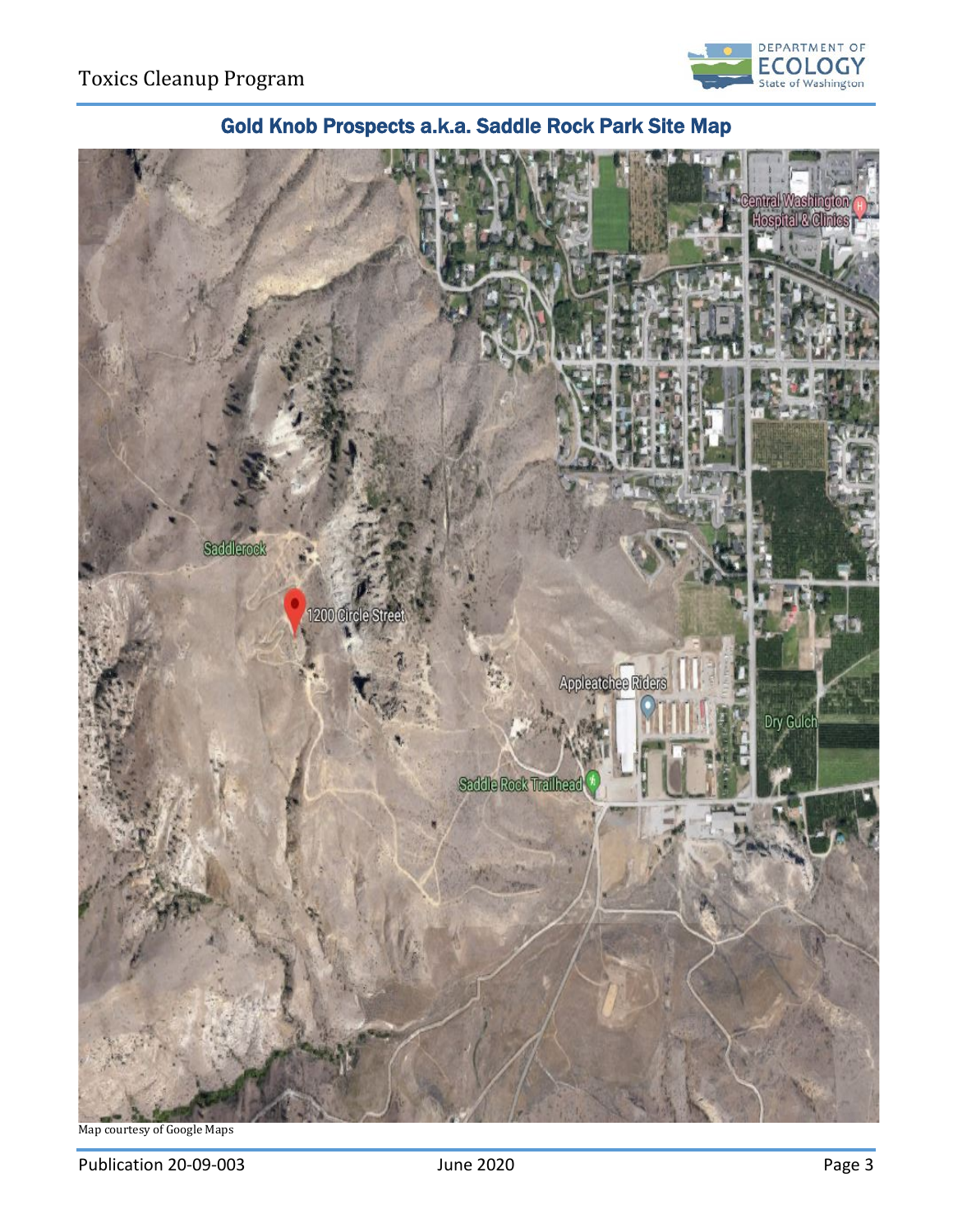# Gold Knob Prospects a.k.a. Saddle Rock Park Site Map

Map courtesy of Google Maps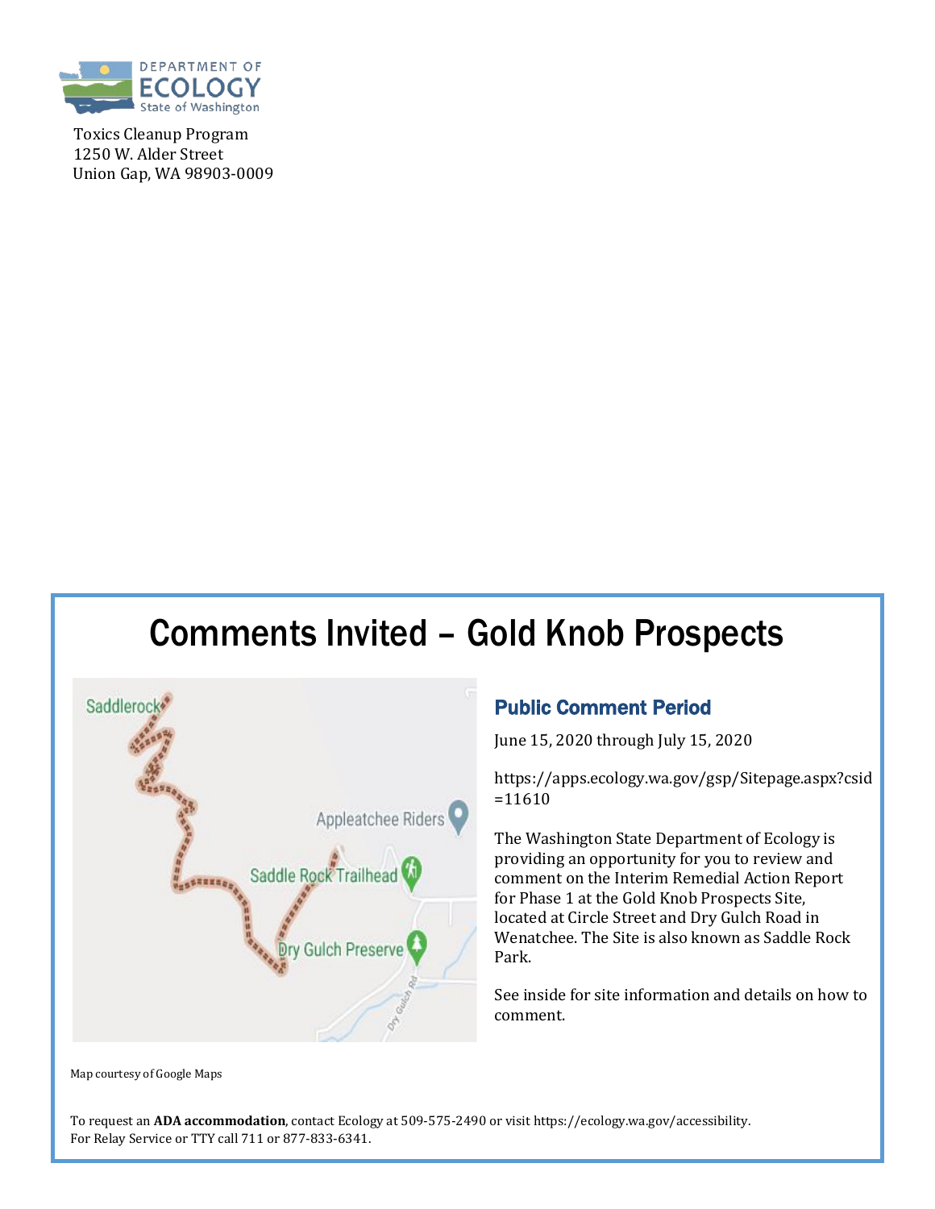Toxics Cleanup Program
1250 W. Alder Street
Union Gap, WA 98903-0009

# Comments Invited – Gold Knob Prospects

Saddlerock

Appleatchee Riders

Saddle Rock Trailhead

Dry Gulch Preserve

Dry Gulch Rd

Map courtesy of Google Maps

## Public Comment Period

June 15, 2020 through July 15, 2020

https://apps.ecology.wa.gov/gsp/Sitepage.aspx?csid=11610

The Washington State Department of Ecology is providing an opportunity for you to review and comment on the Interim Remedial Action Report for Phase 1 at the Gold Knob Prospects Site, located at Circle Street and Dry Gulch Road in Wenatchee. The Site is also known as Saddle Rock Park.

See inside for site information and details on how to comment.

To request an **ADA accommodation**, contact Ecology at 509-575-2490 or visit https://ecology.wa.gov/accessibility. For Relay Service or TTY call 711 or 877-833-6341.